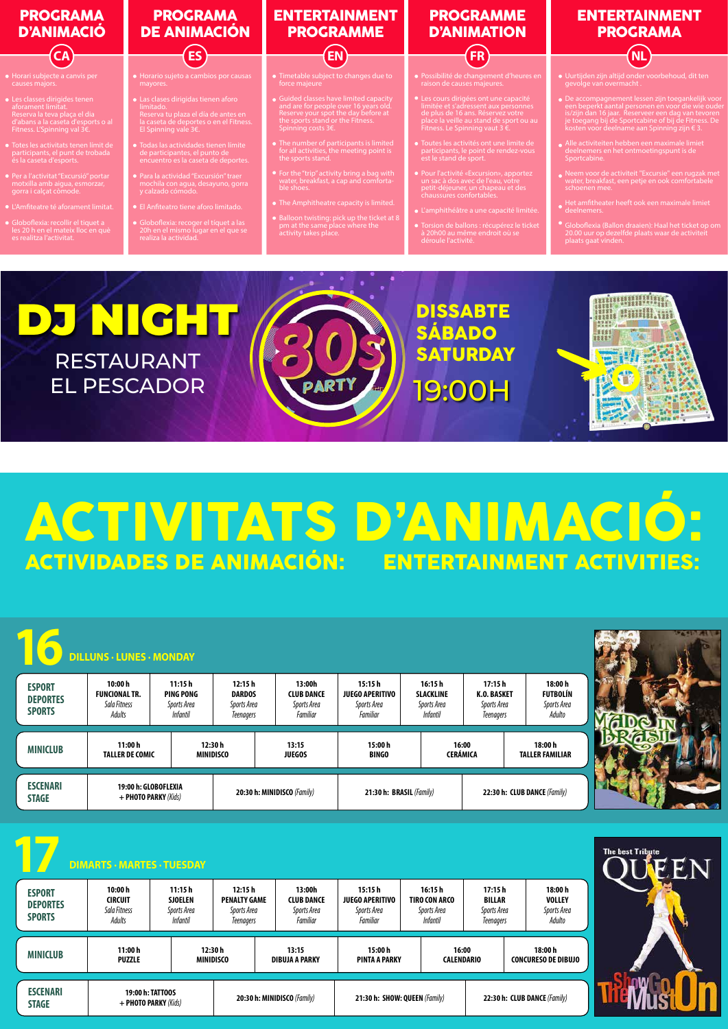## PROGRAMA D'ANIMACIÓ (CA)

- Horari subjecte a canvis per causes majors.
- Les classes dirigides tenen aforament limitat. Reserva la teva plaça el dia d'abans a la caseta d'esports o al Fitness. L'Spinning val 3€.
- Totes les activitats tenen límit de participants, el punt de trobada és la caseta d'esports.
- Per a l'activitat "Excursió" portar motxilla amb aigua, esmorzar, gorra i calçat còmode.
- L'Amfiteatre té aforament limitat.
- Globoflexia: recollir el tiquet a les 20 h en el mateix lloc en què es realitza l'activitat.

## PROGRAMA DE ANIMACIÓN (ES)

- Horario sujeto a cambios por causas mayores.
- Las clases dirigidas tienen aforo limitado. Reserva tu plaza el día de antes en la caseta de deportes o en el Fitness. El Spinning vale 3€.
- Todas las actividades tienen límite de participantes, el punto de encuentro es la caseta de deportes.
- Para la actividad "Excursión" traer mochila con agua, desayuno, gorra y calzado cómodo.
- El Anfiteatro tiene aforo limitado.
- Globoflexia: recoger el tiquet a las 20h en el mismo lugar en el que se realiza la actividad.

## ENTERTAINMENT PROGRAMME (EN)

- Timetable subject to changes due to force majeure
- Guided classes have limited capacity and are for people over 16 years old. Reserve your spot the day before at the sports stand or the Fitness. Spinning costs 3€.
- The number of participants is limited for all activities, the meeting point is the sports stand.
- For the "trip" activity bring a bag with water, breakfast, a cap and comfortable shoes.
- The Amphitheatre capacity is limited.
- Balloon twisting: pick up the ticket at 8 pm at the same place where the activity takes place.

## PROGRAMME D'ANIMATION (FR)

- Possibilité de changement d'heures en raison de causes majeures.
- Les cours dirigées ont une capacité limitée et s'adressent aux personnes de plus de 16 ans. Réservez votre place la veille au stand de sport ou au Fitness. Le Spinning vaut 3 €.
- Toutes les activités ont une limite de participants, le point de rendez-vous est le stand de sport.
- Pour l'activité «Excursion», apportez un sac à dos avec de l'eau, votre petit-déjeuner, un chapeau et des chaussures confortables.
- L'amphithéâtre a une capacité limitée.
- Torsion de ballons : récupérez le ticket à 20h00 au même endroit où se déroule l'activité.

## ENTERTAINMENT PROGRAMA (NL)

- Uurtijden zijn altijd onder voorbehoud, dit ten gevolge van overmacht .
- De accompagnement lessen zijn toegankelijk voor een beperkt aantal personen en voor die wie ouder is/zijn dan 16 jaar. Reserveer een dag van tevoren je toegang bij de Sportcabine of bij de Fitness. De kosten voor deelname aan Spinning zijn € 3.
- Alle activiteiten hebben een maximale limiet deelnemers en het ontmoetingspunt is de Sportcabine.
- Neem voor de activiteit "Excursie" een rugzak met water, breakfast, een petje en ook comfortabele schoenen mee.
- Het amfitheater heeft ook een maximale limiet deelnemers.
- Globoflexia (Ballon draaien): Haal het ticket op om 20.00 uur op dezelfde plaats waar de activiteit plaats gaat vinden.

## DJ NIGHT

RESTAURANT EL PESCADOR

80s PARTY

DISSABTE / SÁBADO / SATURDAY

19:00H

# ACTIVITATS D'ANIMACIÓ:

## ACTIVIDADES DE ANIMACIÓN: ENTERTAINMENT ACTIVITIES:

### 16 DILLUNS · LUNES · MONDAY

| ESPORT / DEPORTES / SPORTS | 10:00 h FUNCIONAL TR. *Sala Fitness* *Adults* | 11:15 h PING PONG *Sports Area* *Infantil* | 12:15 h DARDOS *Sports Area* *Teenagers* | 13:00h CLUB DANCE *Sports Area* *Familiar* | 15:15 h JUEGO APERITIVO *Sports Area* *Familiar* | 16:15 h SLACKLINE *Sports Area* *Infantil* | 17:15 h K.O. BASKET *Sports Area* *Teenagers* | 18:00 h FUTBOLÍN *Sports Area* *Adulto* |
|---|---|---|---|---|---|---|---|---|

| MINICLUB | 11:00 h TALLER DE COMIC | 12:30 h MINIDISCO | 13:15 JUEGOS | 15:00 h BINGO | 16:00 CERÁMICA | 18:00 h TALLER FAMILIAR |
|---|---|---|---|---|---|---|

| ESCENARI / STAGE | 19:00 h: GLOBOFLEXIA + PHOTO PARKY *(Kids)* | 20:30 h: MINIDISCO *(Family)* | 21:30 h: BRASIL *(Family)* | 22:30 h: CLUB DANCE *(Family)* |
|---|---|---|---|---|

### 17 DIMARTS · MARTES · TUESDAY

| ESPORT / DEPORTES / SPORTS | 10:00 h CIRCUIT *Sala Fitness* *Adults* | 11:15 h SJOELEN *Sports Area* *Infantil* | 12:15 h PENALTY GAME *Sports Area* *Teenagers* | 13:00h CLUB DANCE *Sports Area* *Familiar* | 15:15 h JUEGO APERITIVO *Sports Area* *Familiar* | 16:15 h TIRO CON ARCO *Sports Area* *Infantil* | 17:15 h BILLAR *Sports Area* *Teenagers* | 18:00 h VOLLEY *Sports Area* *Adulto* |
|---|---|---|---|---|---|---|---|---|

| MINICLUB | 11:00 h PUZZLE | 12:30 h MINIDISCO | 13:15 DIBUJA A PARKY | 15:00 h PINTA A PARKY | 16:00 CALENDARIO | 18:00 h CONCURESO DE DIBUJO |
|---|---|---|---|---|---|---|

| ESCENARI / STAGE | 19:00 h: TATTOOS + PHOTO PARKY *(Kids)* | 20:30 h: MINIDISCO *(Family)* | 21:30 h: SHOW: QUEEN *(Family)* | 22:30 h: CLUB DANCE *(Family)* |
|---|---|---|---|---|

MADE IN BRASIL

The best Tribute QUEEN — The Show Go Must On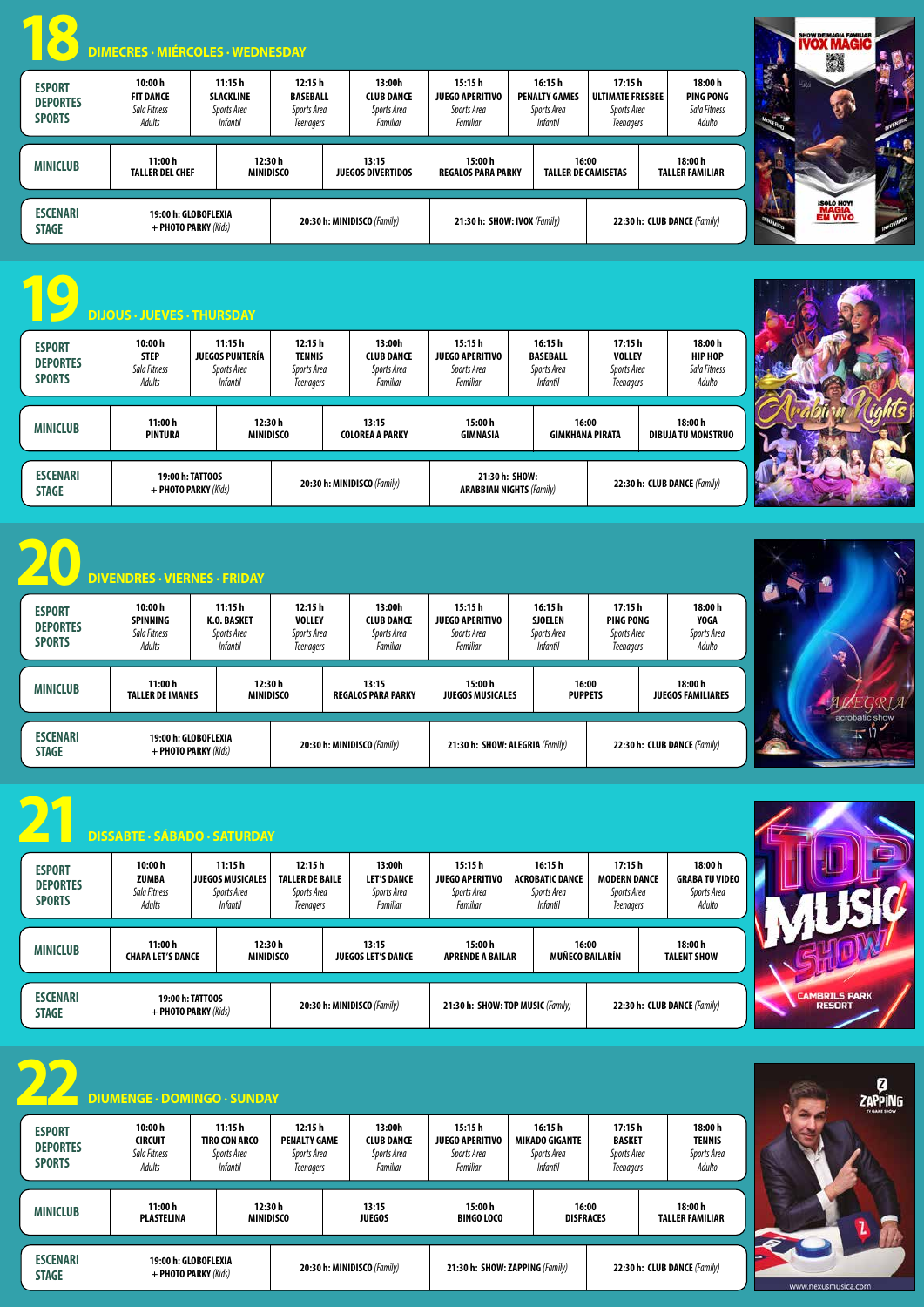# 18 DIMECRES · MIÉRCOLES · WEDNESDAY

| ESPORT DEPORTES SPORTS | 10:00 h FIT DANCE *Sala Fitness* *Adults* | 11:15 h SLACKLINE *Sports Area* *Infantil* | 12:15 h BASEBALL *Sports Area* *Teenagers* | 13:00h CLUB DANCE *Sports Area* *Familiar* | 15:15 h JUEGO APERITIVO *Sports Area* *Familiar* | 16:15 h PENALTY GAMES *Sports Area* *Infantil* | 17:15 h ULTIMATE FRESBEE *Sports Area* *Teenagers* | 18:00 h PING PONG *Sala Fitness* *Adulto* |
|---|---|---|---|---|---|---|---|---|

| MINICLUB | 11:00 h TALLER DEL CHEF | 12:30 h MINIDISCO | 13:15 JUEGOS DIVERTIDOS | 15:00 h REGALOS PARA PARKY | 16:00 TALLER DE CAMISETAS | 18:00 h TALLER FAMILIAR |
|---|---|---|---|---|---|---|

| ESCENARI STAGE | 19:00 h: GLOBOFLEXIA + PHOTO PARKY *(Kids)* | 20:30 h: MINIDISCO *(Family)* | 21:30 h: SHOW: IVOX *(Family)* | 22:30 h: CLUB DANCE *(Family)* |
|---|---|---|---|---|

SHOW DE MAGIA FAMILIAR IVOX MAGIC — ¡SOLO HOY! MAGIA EN VIVO

# 19 DIJOUS · JUEVES · THURSDAY

| ESPORT DEPORTES SPORTS | 10:00 h STEP *Sala Fitness* *Adults* | 11:15 h JUEGOS PUNTERÍA *Sports Area* *Infantil* | 12:15 h TENNIS *Sports Area* *Teenagers* | 13:00h CLUB DANCE *Sports Area* *Familiar* | 15:15 h JUEGO APERITIVO *Sports Area* *Familiar* | 16:15 h BASEBALL *Sports Area* *Infantil* | 17:15 h VOLLEY *Sports Area* *Teenagers* | 18:00 h HIP HOP *Sala Fitness* *Adulto* |
|---|---|---|---|---|---|---|---|---|

| MINICLUB | 11:00 h PINTURA | 12:30 h MINIDISCO | 13:15 COLOREA A PARKY | 15:00 h GIMNASIA | 16:00 GIMKHANA PIRATA | 18:00 h DIBUJA TU MONSTRUO |
|---|---|---|---|---|---|---|

| ESCENARI STAGE | 19:00 h: TATTOOS + PHOTO PARKY *(Kids)* | 20:30 h: MINIDISCO *(Family)* | 21:30 h: SHOW: ARABBIAN NIGHTS *(Family)* | 22:30 h: CLUB DANCE *(Family)* |
|---|---|---|---|---|

Arabian Nights

# 20 DIVENDRES · VIERNES · FRIDAY

| ESPORT DEPORTES SPORTS | 10:00 h SPINNING *Sala Fitness* *Adults* | 11:15 h K.O. BASKET *Sports Area* *Infantil* | 12:15 h VOLLEY *Sports Area* *Teenagers* | 13:00h CLUB DANCE *Sports Area* *Familiar* | 15:15 h JUEGO APERITIVO *Sports Area* *Familiar* | 16:15 h SJOELEN *Sports Area* *Infantil* | 17:15 h PING PONG *Sports Area* *Teenagers* | 18:00 h YOGA *Sports Area* *Adulto* |
|---|---|---|---|---|---|---|---|---|

| MINICLUB | 11:00 h TALLER DE IMANES | 12:30 h MINIDISCO | 13:15 REGALOS PARA PARKY | 15:00 h JUEGOS MUSICALES | 16:00 PUPPETS | 18:00 h JUEGOS FAMILIARES |
|---|---|---|---|---|---|---|

| ESCENARI STAGE | 19:00 h: GLOBOFLEXIA + PHOTO PARKY *(Kids)* | 20:30 h: MINIDISCO *(Family)* | 21:30 h: SHOW: ALEGRIA *(Family)* | 22:30 h: CLUB DANCE *(Family)* |
|---|---|---|---|---|

ALEGRIA acrobatic show

# 21 DISSABTE · SÁBADO · SATURDAY

| ESPORT DEPORTES SPORTS | 10:00 h ZUMBA *Sala Fitness* *Adults* | 11:15 h JUEGOS MUSICALES *Sports Area* *Infantil* | 12:15 h TALLER DE BAILE *Sports Area* *Teenagers* | 13:00h LET'S DANCE *Sports Area* *Familiar* | 15:15 h JUEGO APERITIVO *Sports Area* *Familiar* | 16:15 h ACROBATIC DANCE *Sports Area* *Infantil* | 17:15 h MODERN DANCE *Sports Area* *Teenagers* | 18:00 h GRABA TU VIDEO *Sports Area* *Adulto* |
|---|---|---|---|---|---|---|---|---|

| MINICLUB | 11:00 h CHAPA LET'S DANCE | 12:30 h MINIDISCO | 13:15 JUEGOS LET'S DANCE | 15:00 h APRENDE A BAILAR | 16:00 MUÑECO BAILARÍN | 18:00 h TALENT SHOW |
|---|---|---|---|---|---|---|

| ESCENARI STAGE | 19:00 h: TATTOOS + PHOTO PARKY *(Kids)* | 20:30 h: MINIDISCO *(Family)* | 21:30 h: SHOW: TOP MUSIC *(Family)* | 22:30 h: CLUB DANCE *(Family)* |
|---|---|---|---|---|

TOP MUSIC SHOW — CAMBRILS PARK RESORT

# 22 DIUMENGE · DOMINGO · SUNDAY

| ESPORT DEPORTES SPORTS | 10:00 h CIRCUIT *Sala Fitness* *Adults* | 11:15 h TIRO CON ARCO *Sports Area* *Infantil* | 12:15 h PENALTY GAME *Sports Area* *Teenagers* | 13:00h CLUB DANCE *Sports Area* *Familiar* | 15:15 h JUEGO APERITIVO *Sports Area* *Familiar* | 16:15 h MIKADO GIGANTE *Sports Area* *Infantil* | 17:15 h BASKET *Sports Area* *Teenagers* | 18:00 h TENNIS *Sports Area* *Adulto* |
|---|---|---|---|---|---|---|---|---|

| MINICLUB | 11:00 h PLASTELINA | 12:30 h MINIDISCO | 13:15 JUEGOS | 15:00 h BINGO LOCO | 16:00 DISFRACES | 18:00 h TALLER FAMILIAR |
|---|---|---|---|---|---|---|

| ESCENARI STAGE | 19:00 h: GLOBOFLEXIA + PHOTO PARKY *(Kids)* | 20:30 h: MINIDISCO *(Family)* | 21:30 h: SHOW: ZAPPING *(Family)* | 22:30 h: CLUB DANCE *(Family)* |
|---|---|---|---|---|

ZAPPING TV GAME SHOW — www.nexusmusica.com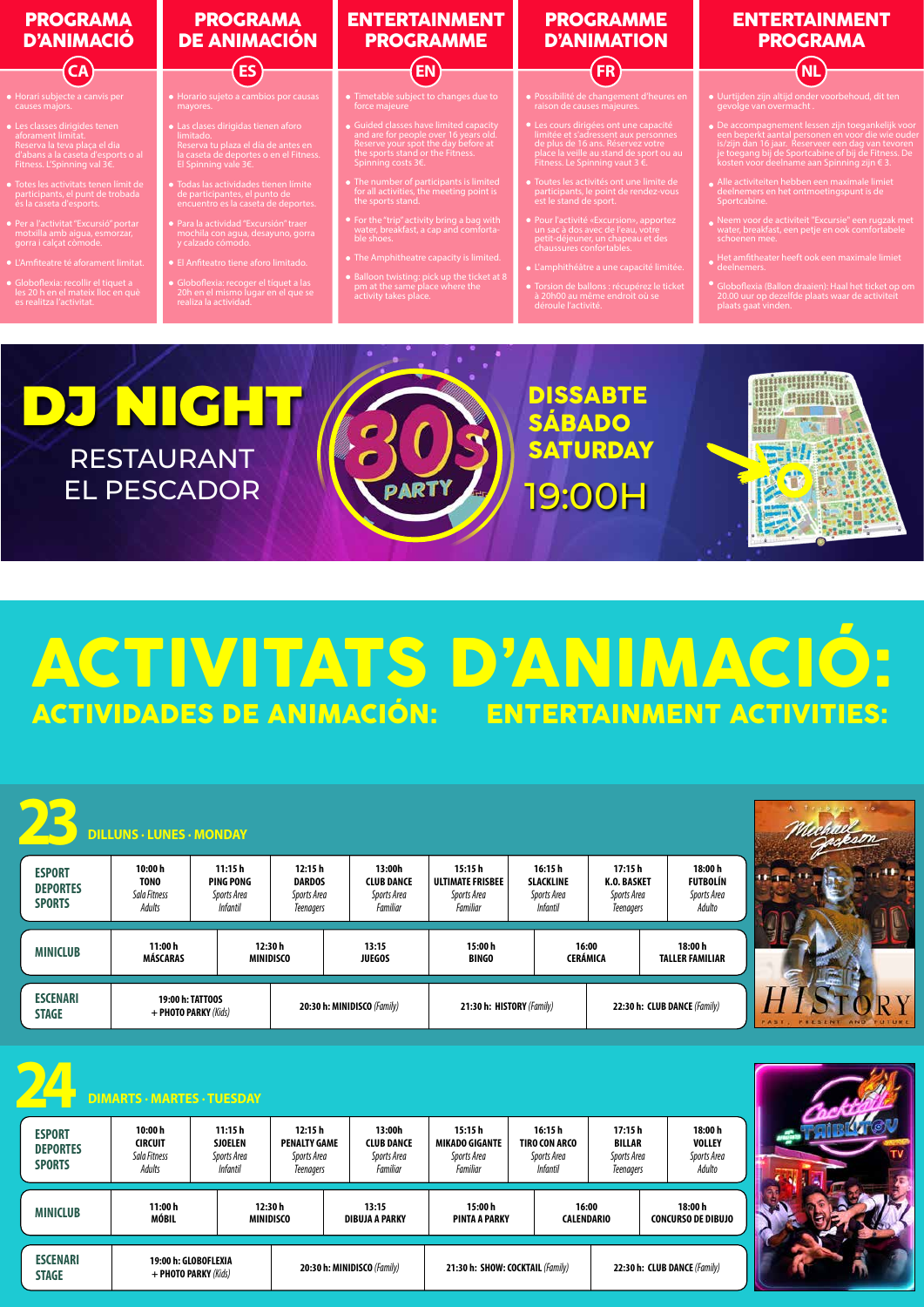## PROGRAMA D'ANIMACIÓ

**CA**

- Horari subjecte a canvis per causes majors.
- Les classes dirigides tenen aforament limitat. Reserva la teva plaça el dia d'abans a la caseta d'esports o al Fitness. L'Spinning val 3€.
- Totes les activitats tenen límit de participants, el punt de trobada és la caseta d'esports.
- Per a l'activitat "Excursió" portar motxilla amb aigua, esmorzar, gorra i calçat còmode.
- L'Amfiteatre té aforament limitat.
- Globoflexia: recollir el tiquet a les 20 h en el mateix lloc en què es realitza l'activitat.

## PROGRAMA DE ANIMACIÓN

**ES**

- Horario sujeto a cambios por causas mayores.
- Las clases dirigidas tienen aforo limitado. Reserva tu plaza el día de antes en la caseta de deportes o en el Fitness. El Spinning vale 3€.
- Todas las actividades tienen límite de participantes, el punto de encuentro es la caseta de deportes.
- Para la actividad "Excursión" traer mochila con agua, desayuno, gorra y calzado cómodo.
- El Anfiteatro tiene aforo limitado.
- Globoflexia: recoger el tiquet a las 20h en el mismo lugar en el que se realiza la actividad.

## ENTERTAINMENT PROGRAMME

**EN**

- Timetable subject to changes due to force majeure
- Guided classes have limited capacity and are for people over 16 years old. Reserve your spot the day before at the sports stand or the Fitness. Spinning costs 3€.
- The number of participants is limited for all activities, the meeting point is the sports stand.
- For the "trip" activity bring a bag with water, breakfast, a cap and comfortable shoes.
- The Amphitheatre capacity is limited.
- Balloon twisting: pick up the ticket at 8 pm at the same place where the activity takes place.

## PROGRAMME D'ANIMATION

**FR**

- Possibilité de changement d'heures en raison de causes majeures.
- Les cours dirigées ont une capacité limitée et s'adressent aux personnes de plus de 16 ans. Réservez votre place la veille au stand de sport ou au Fitness. Le Spinning vaut 3 €.
- Toutes les activités ont une limite de participants, le point de rendez-vous est le stand de sport.
- Pour l'activité «Excursion», apportez un sac à dos avec de l'eau, votre petit-déjeuner, un chapeau et des chaussures confortables.
- L'amphithéâtre a une capacité limitée.
- Torsion de ballons : récupérez le ticket à 20h00 au même endroit où se déroule l'activité.

## ENTERTAINMENT PROGRAMA

**NL**

- Uurtijden zijn altijd onder voorbehoud, dit ten gevolge van overmacht .
- De accompagnement lessen zijn toegankelijk voor een beperkt aantal personen en voor die wie ouder is/zijn dan 16 jaar. Reserveer een dag van tevoren je toegang bij de Sportcabine of bij de Fitness. De kosten voor deelname aan Spinning zijn € 3.
- Alle activiteiten hebben een maximale limiet deelnemers en het ontmoetingspunt is de Sportcabine.
- Neem voor de activiteit "Excursie" een rugzak met water, breakfast, een petje en ook comfortabele schoenen mee.
- Het amfitheater heeft ook een maximale limiet deelnemers.
- Globoflexia (Ballon draaien): Haal het ticket op om 20.00 uur op dezelfde plaats waar de activiteit plaats gaat vinden.

# DJ NIGHT

RESTAURANT EL PESCADOR

80s PARTY

DISSABTE
SÁBADO
SATURDAY
19:00H

# ACTIVITATS D'ANIMACIÓ:

## ACTIVIDADES DE ANIMACIÓN: ENTERTAINMENT ACTIVITIES:

### 23 DILLUNS · LUNES · MONDAY

| ESPORT DEPORTES SPORTS | 10:00 h | 11:15 h | 12:15 h | 13:00h | 15:15 h | 16:15 h | 17:15 h | 18:00 h |
|---|---|---|---|---|---|---|---|---|
| | TONO *Sala Fitness* *Adults* | PING PONG *Sports Area* *Infantil* | DARDOS *Sports Area* *Teenagers* | CLUB DANCE *Sports Area* *Familiar* | ULTIMATE FRISBEE *Sports Area* *Familiar* | SLACKLINE *Sports Area* *Infantil* | K.O. BASKET *Sports Area* *Teenagers* | FUTBOLÍN *Sports Area* *Adulto* |

| MINICLUB | 11:00 h | 12:30 h | 13:15 | 15:00 h | 16:00 | 18:00 h |
|---|---|---|---|---|---|---|
| | MÁSCARAS | MINIDISCO | JUEGOS | BINGO | CERÁMICA | TALLER FAMILIAR |

| ESCENARI STAGE | 19:00 h: TATTOOS + PHOTO PARKY *(Kids)* | 20:30 h: MINIDISCO *(Family)* | 21:30 h: HISTORY *(Family)* | 22:30 h: CLUB DANCE *(Family)* |
|---|---|---|---|---|

### 24 DIMARTS · MARTES · TUESDAY

| ESPORT DEPORTES SPORTS | 10:00 h | 11:15 h | 12:15 h | 13:00h | 15:15 h | 16:15 h | 17:15 h | 18:00 h |
|---|---|---|---|---|---|---|---|---|
| | CIRCUIT *Sala Fitness* *Adults* | SJOELEN *Sports Area* *Infantil* | PENALTY GAME *Sports Area* *Teenagers* | CLUB DANCE *Sports Area* *Familiar* | MIKADO GIGANTE *Sports Area* *Familiar* | TIRO CON ARCO *Sports Area* *Infantil* | BILLAR *Sports Area* *Teenagers* | VOLLEY *Sports Area* *Adulto* |

| MINICLUB | 11:00 h | 12:30 h | 13:15 | 15:00 h | 16:00 | 18:00 h |
|---|---|---|---|---|---|---|
| | MÓBIL | MINIDISCO | DIBUJA A PARKY | PINTA A PARKY | CALENDARIO | CONCURSO DE DIBUJO |

| ESCENARI STAGE | 19:00 h: GLOBOFLEXIA + PHOTO PARKY *(Kids)* | 20:30 h: MINIDISCO *(Family)* | 21:30 h: SHOW: COCKTAIL *(Family)* | 22:30 h: CLUB DANCE *(Family)* |
|---|---|---|---|---|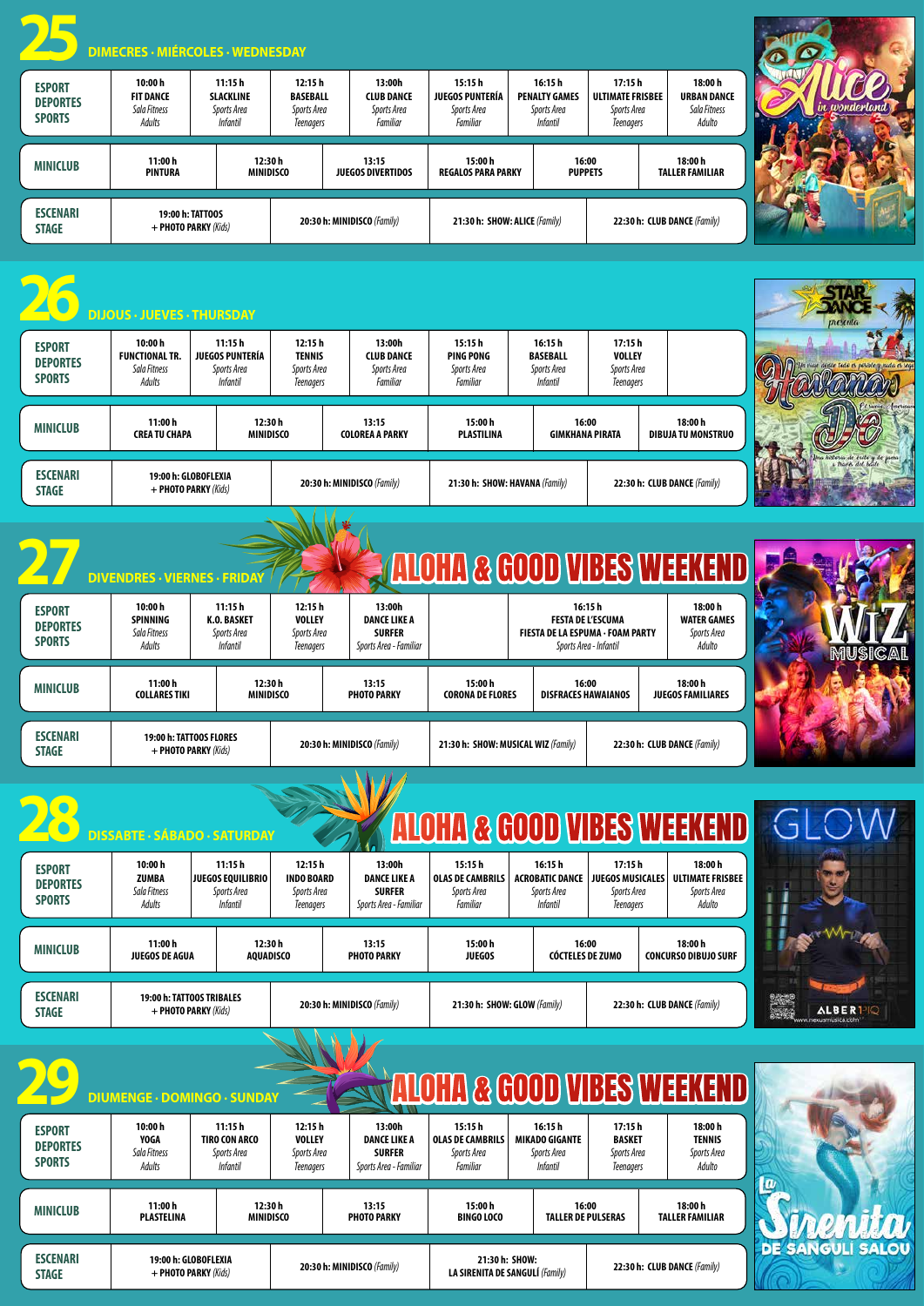# 25 DIMECRES · MIÉRCOLES · WEDNESDAY

| | | | | | | | | |
|---|---|---|---|---|---|---|---|---|
| **ESPORT DEPORTES SPORTS** | **10:00 h** FIT DANCE *Sala Fitness Adults* | **11:15 h** SLACKLINE *Sports Area Infantil* | **12:15 h** BASEBALL *Sports Area Teenagers* | **13:00h** CLUB DANCE *Sports Area Familiar* | **15:15 h** JUEGOS PUNTERÍA *Sports Area Familiar* | **16:15 h** PENALTY GAMES *Sports Area Infantil* | **17:15 h** ULTIMATE FRISBEE *Sports Area Teenagers* | **18:00 h** URBAN DANCE *Sala Fitness Adulto* |

| | | | | | | |
|---|---|---|---|---|---|---|
| **MINICLUB** | **11:00 h** PINTURA | **12:30 h** MINIDISCO | **13:15** JUEGOS DIVERTIDOS | **15:00 h** REGALOS PARA PARKY | **16:00** PUPPETS | **18:00 h** TALLER FAMILIAR |

| | | | | |
|---|---|---|---|---|
| **ESCENARI STAGE** | **19:00 h: TATTOOS** + PHOTO PARKY *(Kids)* | **20:30 h: MINIDISCO** *(Family)* | **21:30 h: SHOW: ALICE** *(Family)* | **22:30 h: CLUB DANCE** *(Family)* |

# 26 DIJOUS · JUEVES · THURSDAY

| | | | | | | | | |
|---|---|---|---|---|---|---|---|---|
| **ESPORT DEPORTES SPORTS** | **10:00 h** FUNCTIONAL TR. *Sala Fitness Adults* | **11:15 h** JUEGOS PUNTERÍA *Sports Area Infantil* | **12:15 h** TENNIS *Sports Area Teenagers* | **13:00h** CLUB DANCE *Sports Area Familiar* | **15:15 h** PING PONG *Sports Area Familiar* | **16:15 h** BASEBALL *Sports Area Infantil* | **17:15 h** VOLLEY *Sports Area Teenagers* | |

| | | | | | | |
|---|---|---|---|---|---|---|
| **MINICLUB** | **11:00 h** CREA TU CHAPA | **12:30 h** MINIDISCO | **13:15** COLOREA A PARKY | **15:00 h** PLASTILINA | **16:00** GIMKHANA PIRATA | **18:00 h** DIBUJA TU MONSTRUO |

| | | | | |
|---|---|---|---|---|
| **ESCENARI STAGE** | **19:00 h: GLOBOFLEXIA** + PHOTO PARKY *(Kids)* | **20:30 h: MINIDISCO** *(Family)* | **21:30 h: SHOW: HAVANA** *(Family)* | **22:30 h: CLUB DANCE** *(Family)* |

# 27 DIVENDRES · VIERNES · FRIDAY

## ALOHA & GOOD VIBES WEEKEND

| | | | | | | | |
|---|---|---|---|---|---|---|---|
| **ESPORT DEPORTES SPORTS** | **10:00 h** SPINNING *Sala Fitness Adults* | **11:15 h** K.O. BASKET *Sports Area Infantil* | **12:15 h** VOLLEY *Sports Area Teenagers* | **13:00h** DANCE LIKE A SURFER *Sports Area - Familiar* | | **16:15 h** FESTA DE L'ESCUMA FIESTA DE LA ESPUMA · FOAM PARTY *Sports Area - Infantil* | **18:00 h** WATER GAMES *Sports Area Adulto* |

| | | | | | | |
|---|---|---|---|---|---|---|
| **MINICLUB** | **11:00 h** COLLARES TIKI | **12:30 h** MINIDISCO | **13:15** PHOTO PARKY | **15:00 h** CORONA DE FLORES | **16:00** DISFRACES HAWAIANOS | **18:00 h** JUEGOS FAMILIARES |

| | | | | |
|---|---|---|---|---|
| **ESCENARI STAGE** | **19:00 h: TATTOOS FLORES** + PHOTO PARKY *(Kids)* | **20:30 h: MINIDISCO** *(Family)* | **21:30 h: SHOW: MUSICAL WIZ** *(Family)* | **22:30 h: CLUB DANCE** *(Family)* |

# 28 DISSABTE · SÁBADO · SATURDAY

## ALOHA & GOOD VIBES WEEKEND

| | | | | | | | | |
|---|---|---|---|---|---|---|---|---|
| **ESPORT DEPORTES SPORTS** | **10:00 h** ZUMBA *Sala Fitness Adults* | **11:15 h** JUEGOS EQUILIBRIO *Sports Area Infantil* | **12:15 h** INDO BOARD *Sports Area Teenagers* | **13:00h** DANCE LIKE A SURFER *Sports Area - Familiar* | **15:15 h** OLAS DE CAMBRILS *Sports Area Familiar* | **16:15 h** ACROBATIC DANCE *Sports Area Infantil* | **17:15 h** JUEGOS MUSICALES *Sports Area Teenagers* | **18:00 h** ULTIMATE FRISBEE *Sports Area Adulto* |

| | | | | | | |
|---|---|---|---|---|---|---|
| **MINICLUB** | **11:00 h** JUEGOS DE AGUA | **12:30 h** AQUADISCO | **13:15** PHOTO PARKY | **15:00 h** JUEGOS | **16:00** CÓCTELES DE ZUMO | **18:00 h** CONCURSO DIBUJO SURF |

| | | | | |
|---|---|---|---|---|
| **ESCENARI STAGE** | **19:00 h: TATTOOS TRIBALES** + PHOTO PARKY *(Kids)* | **20:30 h: MINIDISCO** *(Family)* | **21:30 h: SHOW: GLOW** *(Family)* | **22:30 h: CLUB DANCE** *(Family)* |

# 29 DIUMENGE · DOMINGO · SUNDAY

## ALOHA & GOOD VIBES WEEKEND

| | | | | | | | | |
|---|---|---|---|---|---|---|---|---|
| **ESPORT DEPORTES SPORTS** | **10:00 h** YOGA *Sala Fitness Adults* | **11:15 h** TIRO CON ARCO *Sports Area Infantil* | **12:15 h** VOLLEY *Sports Area Teenagers* | **13:00h** DANCE LIKE A SURFER *Sports Area - Familiar* | **15:15 h** OLAS DE CAMBRILS *Sports Area Familiar* | **16:15 h** MIKADO GIGANTE *Sports Area Infantil* | **17:15 h** BASKET *Sports Area Teenagers* | **18:00 h** TENNIS *Sports Area Adulto* |

| | | | | | | |
|---|---|---|---|---|---|---|
| **MINICLUB** | **11:00 h** PLASTELINA | **12:30 h** MINIDISCO | **13:15** PHOTO PARKY | **15:00 h** BINGO LOCO | **16:00** TALLER DE PULSERAS | **18:00 h** TALLER FAMILIAR |

| | | | | |
|---|---|---|---|---|
| **ESCENARI STAGE** | **19:00 h: GLOBOFLEXIA** + PHOTO PARKY *(Kids)* | **20:30 h: MINIDISCO** *(Family)* | **21:30 h: SHOW: LA SIRENITA DE SANGULÍ** *(Family)* | **22:30 h: CLUB DANCE** *(Family)* |